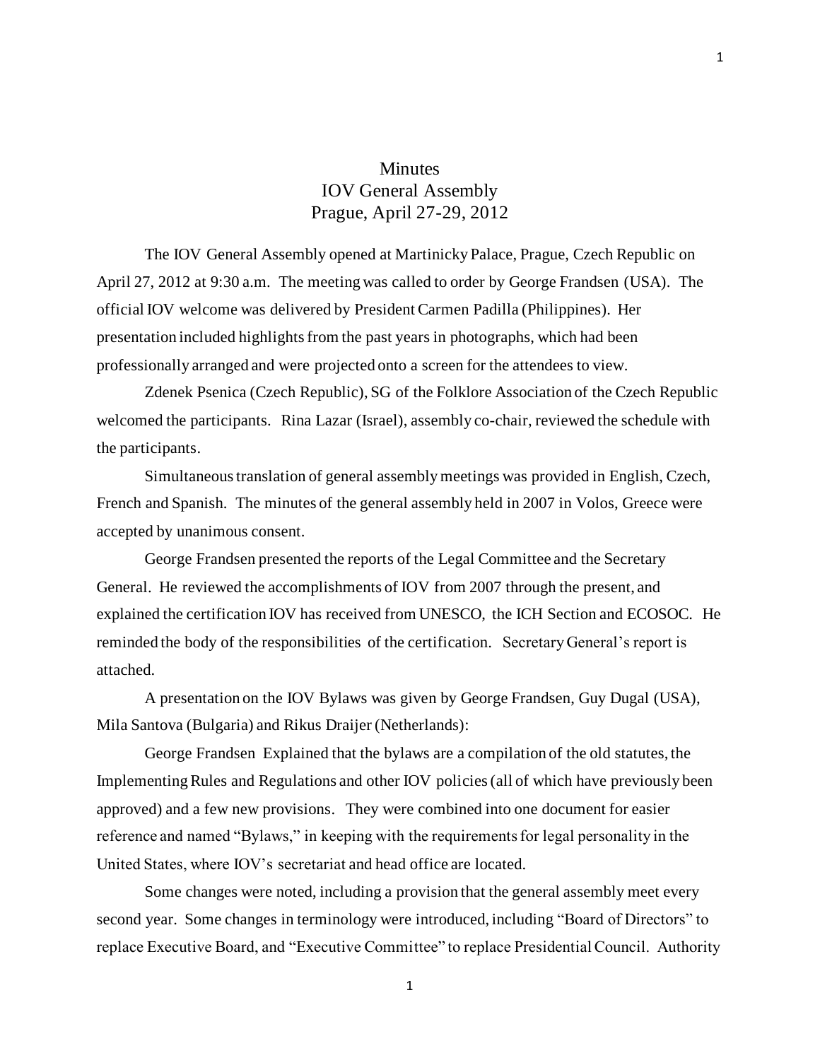# Minutes
## IOV General Assembly
### Prague, April 27-29, 2012

The IOV General Assembly opened at Martinicky Palace, Prague, Czech Republic on April 27, 2012 at 9:30 a.m. The meeting was called to order by George Frandsen (USA). The official IOV welcome was delivered by President Carmen Padilla (Philippines). Her presentation included highlights from the past years in photographs, which had been professionally arranged and were projected onto a screen for the attendees to view.

Zdenek Psenica (Czech Republic), SG of the Folklore Association of the Czech Republic welcomed the participants. Rina Lazar (Israel), assembly co-chair, reviewed the schedule with the participants.

Simultaneous translation of general assembly meetings was provided in English, Czech, French and Spanish. The minutes of the general assembly held in 2007 in Volos, Greece were accepted by unanimous consent.

George Frandsen presented the reports of the Legal Committee and the Secretary General. He reviewed the accomplishments of IOV from 2007 through the present, and explained the certification IOV has received from UNESCO, the ICH Section and ECOSOC. He reminded the body of the responsibilities of the certification. Secretary General's report is attached.

A presentation on the IOV Bylaws was given by George Frandsen, Guy Dugal (USA), Mila Santova (Bulgaria) and Rikus Draijer (Netherlands):

George Frandsen Explained that the bylaws are a compilation of the old statutes, the Implementing Rules and Regulations and other IOV policies (all of which have previously been approved) and a few new provisions. They were combined into one document for easier reference and named "Bylaws," in keeping with the requirements for legal personality in the United States, where IOV's secretariat and head office are located.

Some changes were noted, including a provision that the general assembly meet every second year. Some changes in terminology were introduced, including "Board of Directors" to replace Executive Board, and "Executive Committee" to replace Presidential Council. Authority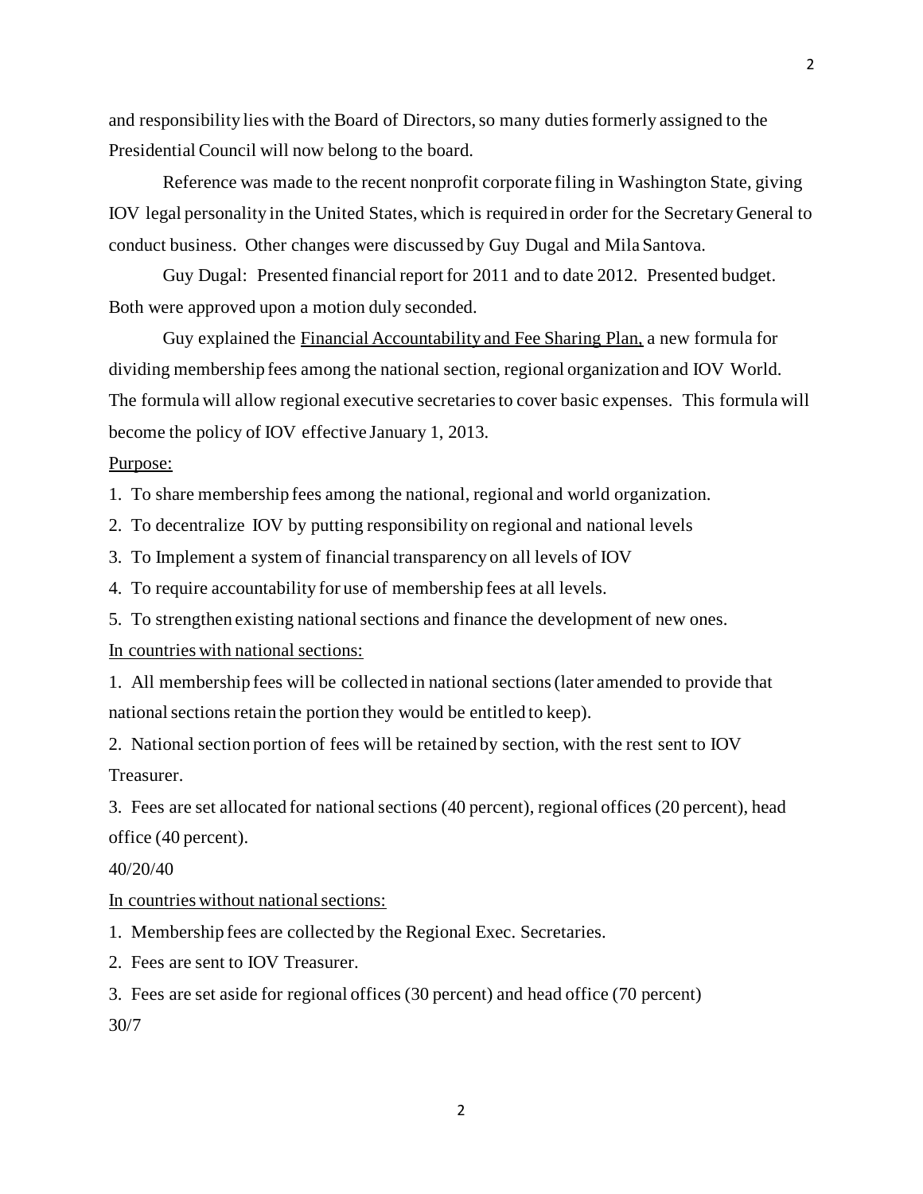and responsibility lies with the Board of Directors, so many duties formerly assigned to the Presidential Council will now belong to the board.

Reference was made to the recent nonprofit corporate filing in Washington State, giving IOV legal personality in the United States, which is required in order for the Secretary General to conduct business. Other changes were discussed by Guy Dugal and Mila Santova.

Guy Dugal: Presented financial report for 2011 and to date 2012. Presented budget. Both were approved upon a motion duly seconded.

Guy explained the Financial Accountability and Fee Sharing Plan, a new formula for dividing membership fees among the national section, regional organization and IOV World. The formula will allow regional executive secretaries to cover basic expenses. This formula will become the policy of IOV effective January 1, 2013.

Purpose:

1. To share membership fees among the national, regional and world organization.
2. To decentralize IOV by putting responsibility on regional and national levels
3. To Implement a system of financial transparency on all levels of IOV
4. To require accountability for use of membership fees at all levels.
5. To strengthen existing national sections and finance the development of new ones.

In countries with national sections:

1. All membership fees will be collected in national sections (later amended to provide that national sections retain the portion they would be entitled to keep).
2. National section portion of fees will be retained by section, with the rest sent to IOV Treasurer.
3. Fees are set allocated for national sections (40 percent), regional offices (20 percent), head office (40 percent).

40/20/40

In countries without national sections:

1. Membership fees are collected by the Regional Exec. Secretaries.
2. Fees are sent to IOV Treasurer.
3. Fees are set aside for regional offices (30 percent) and head office (70 percent)

30/7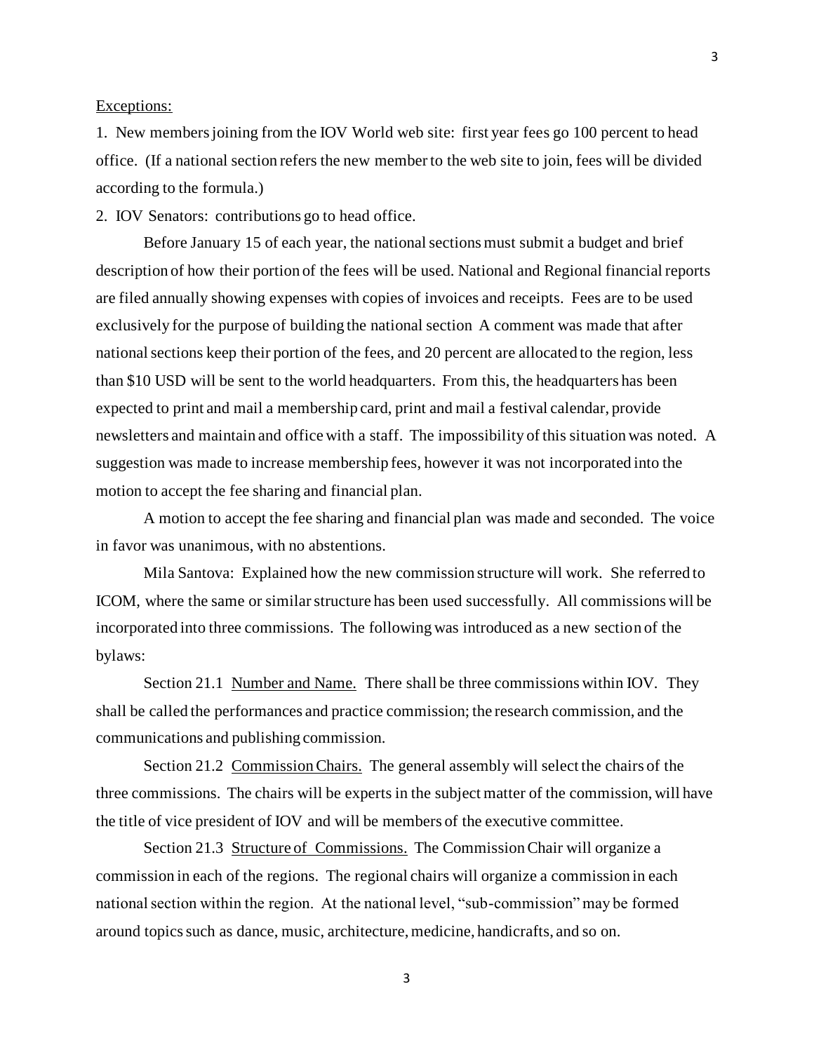Exceptions:

1. New members joining from the IOV World web site: first year fees go 100 percent to head office. (If a national section refers the new member to the web site to join, fees will be divided according to the formula.)

2. IOV Senators: contributions go to head office.

Before January 15 of each year, the national sections must submit a budget and brief description of how their portion of the fees will be used. National and Regional financial reports are filed annually showing expenses with copies of invoices and receipts. Fees are to be used exclusively for the purpose of building the national section A comment was made that after national sections keep their portion of the fees, and 20 percent are allocated to the region, less than $10 USD will be sent to the world headquarters. From this, the headquarters has been expected to print and mail a membership card, print and mail a festival calendar, provide newsletters and maintain and office with a staff. The impossibility of this situation was noted. A suggestion was made to increase membership fees, however it was not incorporated into the motion to accept the fee sharing and financial plan.

A motion to accept the fee sharing and financial plan was made and seconded. The voice in favor was unanimous, with no abstentions.

Mila Santova: Explained how the new commission structure will work. She referred to ICOM, where the same or similar structure has been used successfully. All commissions will be incorporated into three commissions. The following was introduced as a new section of the bylaws:

Section 21.1 Number and Name. There shall be three commissions within IOV. They shall be called the performances and practice commission; the research commission, and the communications and publishing commission.

Section 21.2 Commission Chairs. The general assembly will select the chairs of the three commissions. The chairs will be experts in the subject matter of the commission, will have the title of vice president of IOV and will be members of the executive committee.

Section 21.3 Structure of Commissions. The Commission Chair will organize a commission in each of the regions. The regional chairs will organize a commission in each national section within the region. At the national level, "sub-commission" may be formed around topics such as dance, music, architecture, medicine, handicrafts, and so on.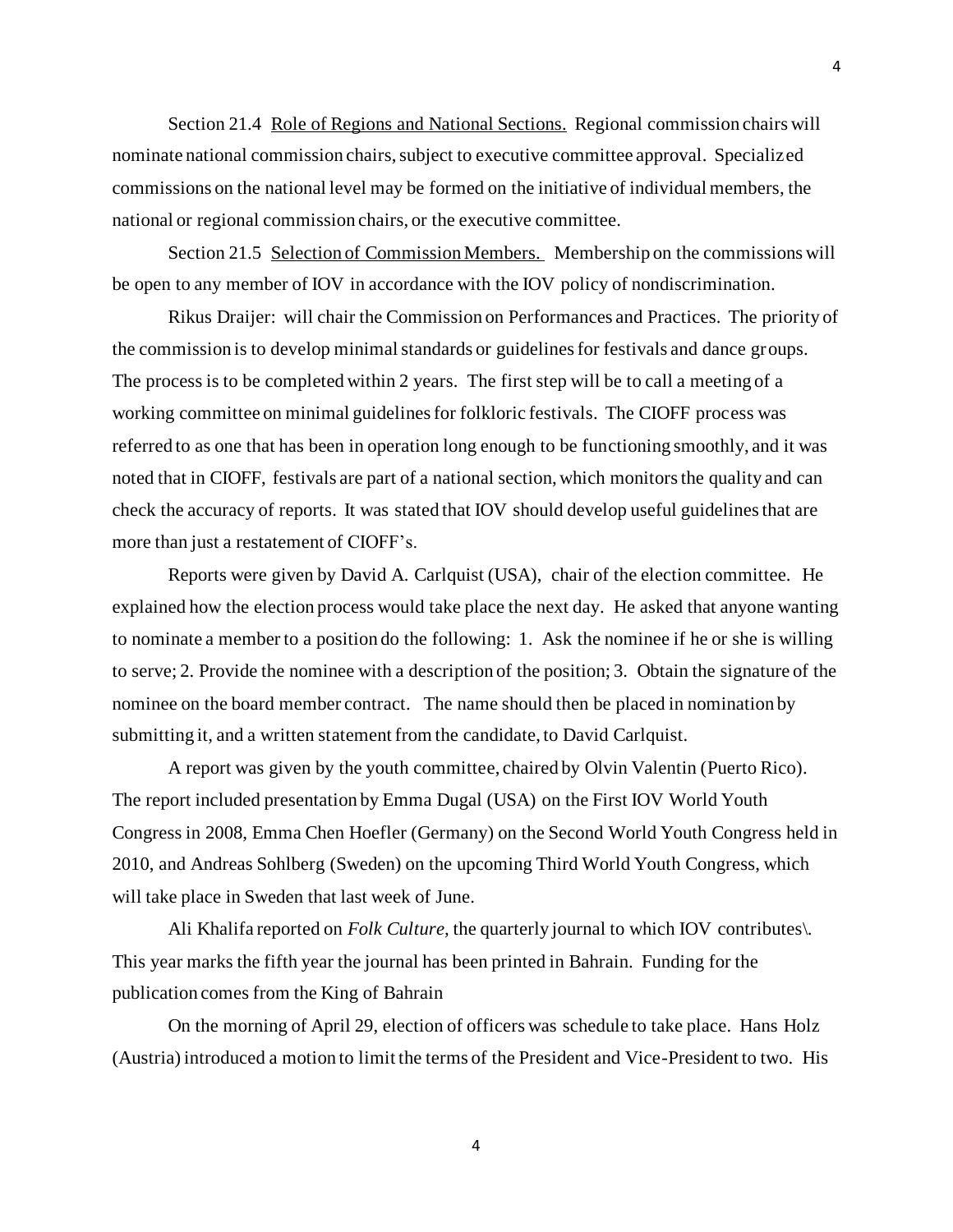Section 21.4 Role of Regions and National Sections. Regional commission chairs will nominate national commission chairs, subject to executive committee approval. Specialized commissions on the national level may be formed on the initiative of individual members, the national or regional commission chairs, or the executive committee.

Section 21.5 Selection of Commission Members. Membership on the commissions will be open to any member of IOV in accordance with the IOV policy of nondiscrimination.

Rikus Draijer: will chair the Commission on Performances and Practices. The priority of the commission is to develop minimal standards or guidelines for festivals and dance groups. The process is to be completed within 2 years. The first step will be to call a meeting of a working committee on minimal guidelines for folkloric festivals. The CIOFF process was referred to as one that has been in operation long enough to be functioning smoothly, and it was noted that in CIOFF, festivals are part of a national section, which monitors the quality and can check the accuracy of reports. It was stated that IOV should develop useful guidelines that are more than just a restatement of CIOFF's.

Reports were given by David A. Carlquist (USA), chair of the election committee. He explained how the election process would take place the next day. He asked that anyone wanting to nominate a member to a position do the following: 1. Ask the nominee if he or she is willing to serve; 2. Provide the nominee with a description of the position; 3. Obtain the signature of the nominee on the board member contract. The name should then be placed in nomination by submitting it, and a written statement from the candidate, to David Carlquist.

A report was given by the youth committee, chaired by Olvin Valentin (Puerto Rico). The report included presentation by Emma Dugal (USA) on the First IOV World Youth Congress in 2008, Emma Chen Hoefler (Germany) on the Second World Youth Congress held in 2010, and Andreas Sohlberg (Sweden) on the upcoming Third World Youth Congress, which will take place in Sweden that last week of June.

Ali Khalifa reported on *Folk Culture*, the quarterly journal to which IOV contributes\. This year marks the fifth year the journal has been printed in Bahrain. Funding for the publication comes from the King of Bahrain

On the morning of April 29, election of officers was schedule to take place. Hans Holz (Austria) introduced a motion to limit the terms of the President and Vice-President to two. His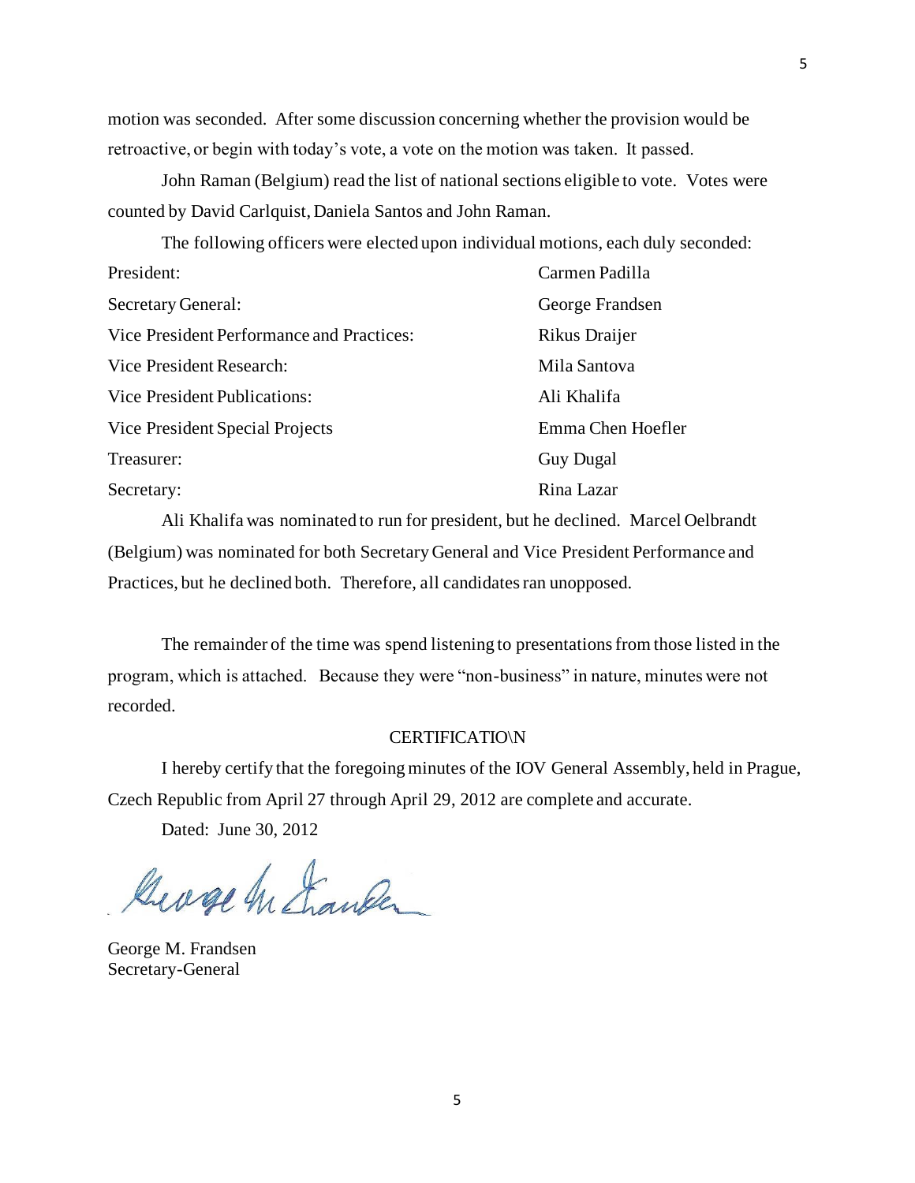motion was seconded. After some discussion concerning whether the provision would be retroactive, or begin with today's vote, a vote on the motion was taken. It passed.

John Raman (Belgium) read the list of national sections eligible to vote. Votes were counted by David Carlquist, Daniela Santos and John Raman.

The following officers were elected upon individual motions, each duly seconded:

| | |
|---|---|
| President: | Carmen Padilla |
| Secretary General: | George Frandsen |
| Vice President Performance and Practices: | Rikus Draijer |
| Vice President Research: | Mila Santova |
| Vice President Publications: | Ali Khalifa |
| Vice President Special Projects | Emma Chen Hoefler |
| Treasurer: | Guy Dugal |
| Secretary: | Rina Lazar |

Ali Khalifa was nominated to run for president, but he declined. Marcel Oelbrandt (Belgium) was nominated for both Secretary General and Vice President Performance and Practices, but he declined both. Therefore, all candidates ran unopposed.

The remainder of the time was spend listening to presentations from those listed in the program, which is attached. Because they were "non-business" in nature, minutes were not recorded.

## CERTIFICATIO\N

I hereby certify that the foregoing minutes of the IOV General Assembly, held in Prague, Czech Republic from April 27 through April 29, 2012 are complete and accurate.

Dated: June 30, 2012

George M. Frandsen
Secretary-General